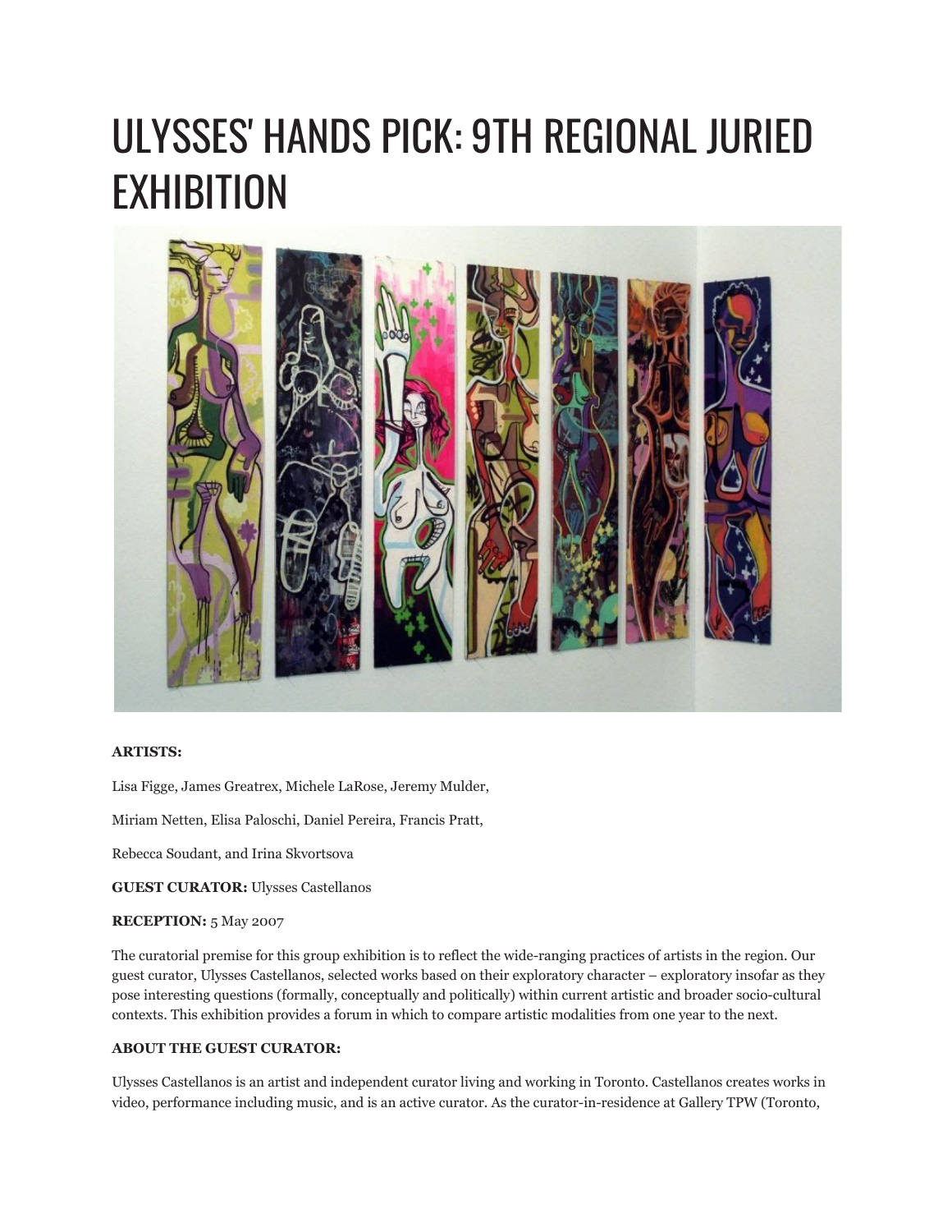# ULYSSES' HANDS PICK: 9TH REGIONAL JURIED EXHIBITION

**ARTISTS:**

Lisa Figge, James Greatrex, Michele LaRose, Jeremy Mulder,

Miriam Netten, Elisa Paloschi, Daniel Pereira, Francis Pratt,

Rebecca Soudant, and Irina Skvortsova

**GUEST CURATOR:** Ulysses Castellanos

**RECEPTION:** 5 May 2007

The curatorial premise for this group exhibition is to reflect the wide-ranging practices of artists in the region. Our guest curator, Ulysses Castellanos, selected works based on their exploratory character – exploratory insofar as they pose interesting questions (formally, conceptually and politically) within current artistic and broader socio-cultural contexts. This exhibition provides a forum in which to compare artistic modalities from one year to the next.

**ABOUT THE GUEST CURATOR:**

Ulysses Castellanos is an artist and independent curator living and working in Toronto. Castellanos creates works in video, performance including music, and is an active curator. As the curator-in-residence at Gallery TPW (Toronto,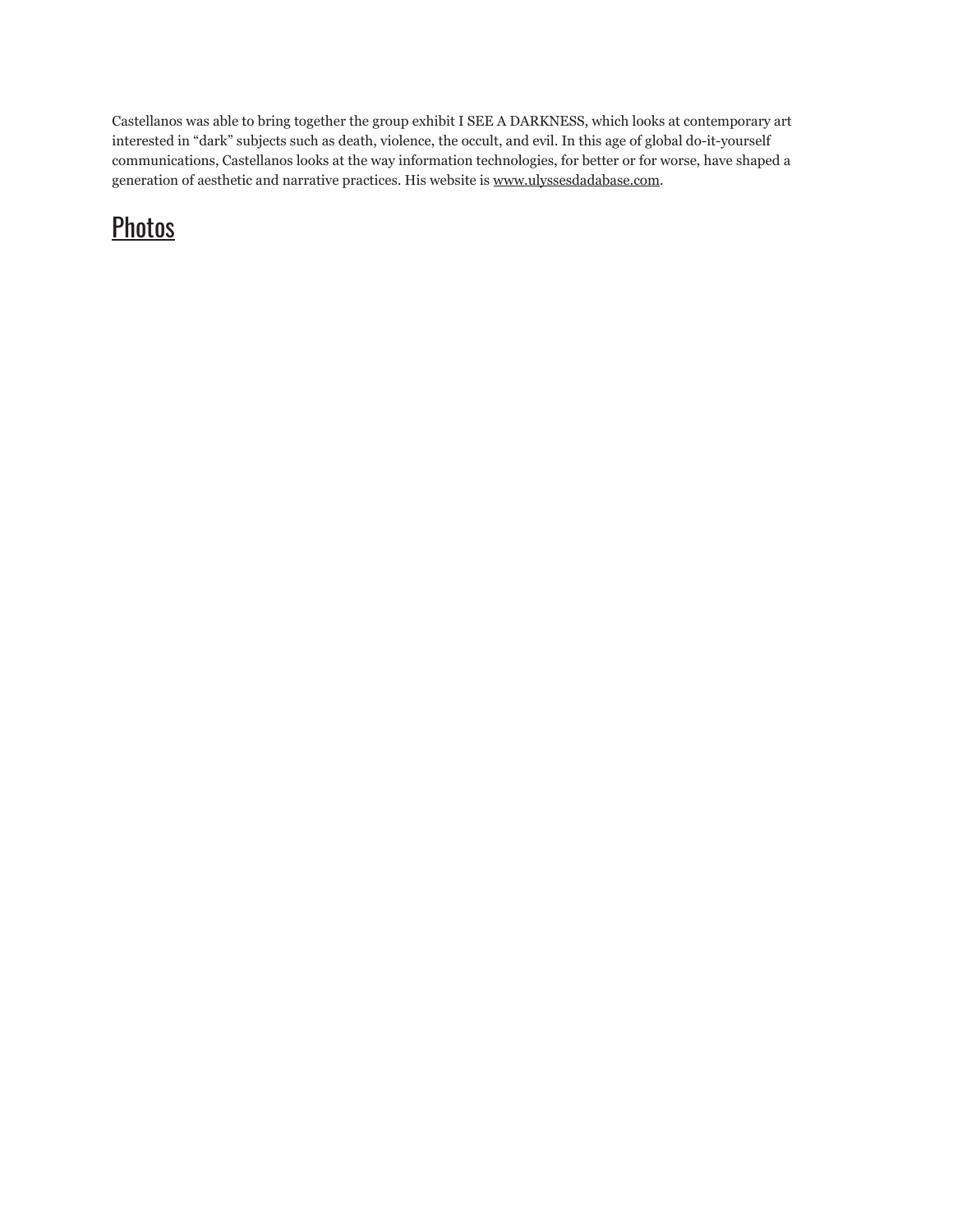Castellanos was able to bring together the group exhibit I SEE A DARKNESS, which looks at contemporary art interested in "dark" subjects such as death, violence, the occult, and evil. In this age of global do-it-yourself communications, Castellanos looks at the way information technologies, for better or for worse, have shaped a generation of aesthetic and narrative practices. His website is www.ulyssesdadabase.com.

## Photos